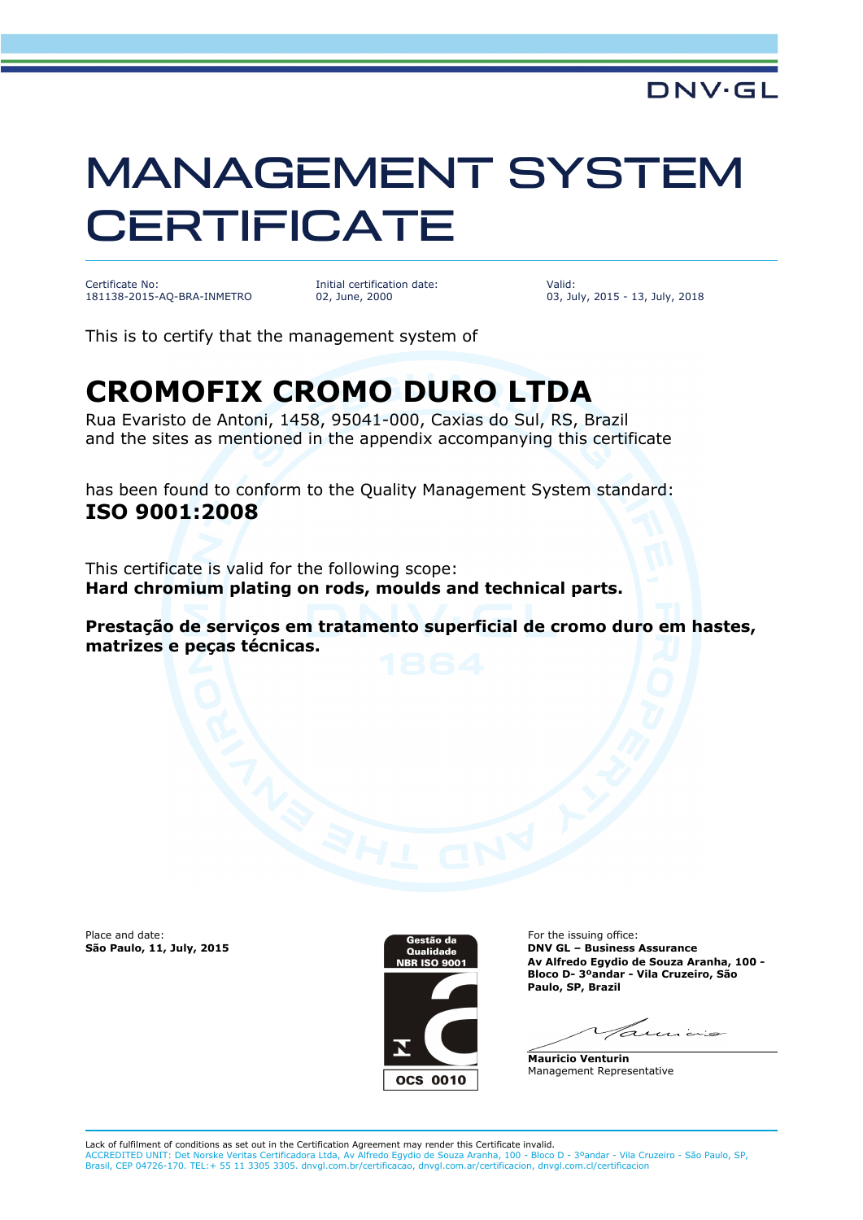DNV·GL

# MANAGEMENT SYSTEM CERTIFICATE

Certificate No:
181138-2015-AQ-BRA-INMETRO

Initial certification date:
02, June, 2000

Valid:
03, July, 2015 - 13, July, 2018

This is to certify that the management system of

## CROMOFIX CROMO DURO LTDA

Rua Evaristo de Antoni, 1458, 95041-000, Caxias do Sul, RS, Brazil
and the sites as mentioned in the appendix accompanying this certificate

has been found to conform to the Quality Management System standard:
**ISO 9001:2008**

This certificate is valid for the following scope:
**Hard chromium plating on rods, moulds and technical parts.**

**Prestação de serviços em tratamento superficial de cromo duro em hastes, matrizes e peças técnicas.**

Place and date:
**São Paulo, 11, July, 2015**

Gestão da Qualidade NBR ISO 9001
OCS 0010

For the issuing office:
**DNV GL – Business Assurance**
**Av Alfredo Egydio de Souza Aranha, 100 - Bloco D- 3ºandar - Vila Cruzeiro, São Paulo, SP, Brazil**

**Mauricio Venturin**
Management Representative

Lack of fulfilment of conditions as set out in the Certification Agreement may render this Certificate invalid.
ACCREDITED UNIT: Det Norske Veritas Certificadora Ltda, Av Alfredo Egydio de Souza Aranha, 100 - Bloco D - 3ºandar - Vila Cruzeiro - São Paulo, SP, Brasil, CEP 04726-170. TEL:+ 55 11 3305 3305. dnvgl.com.br/certificacao, dnvgl.com.ar/certificacion, dnvgl.com.cl/certificacion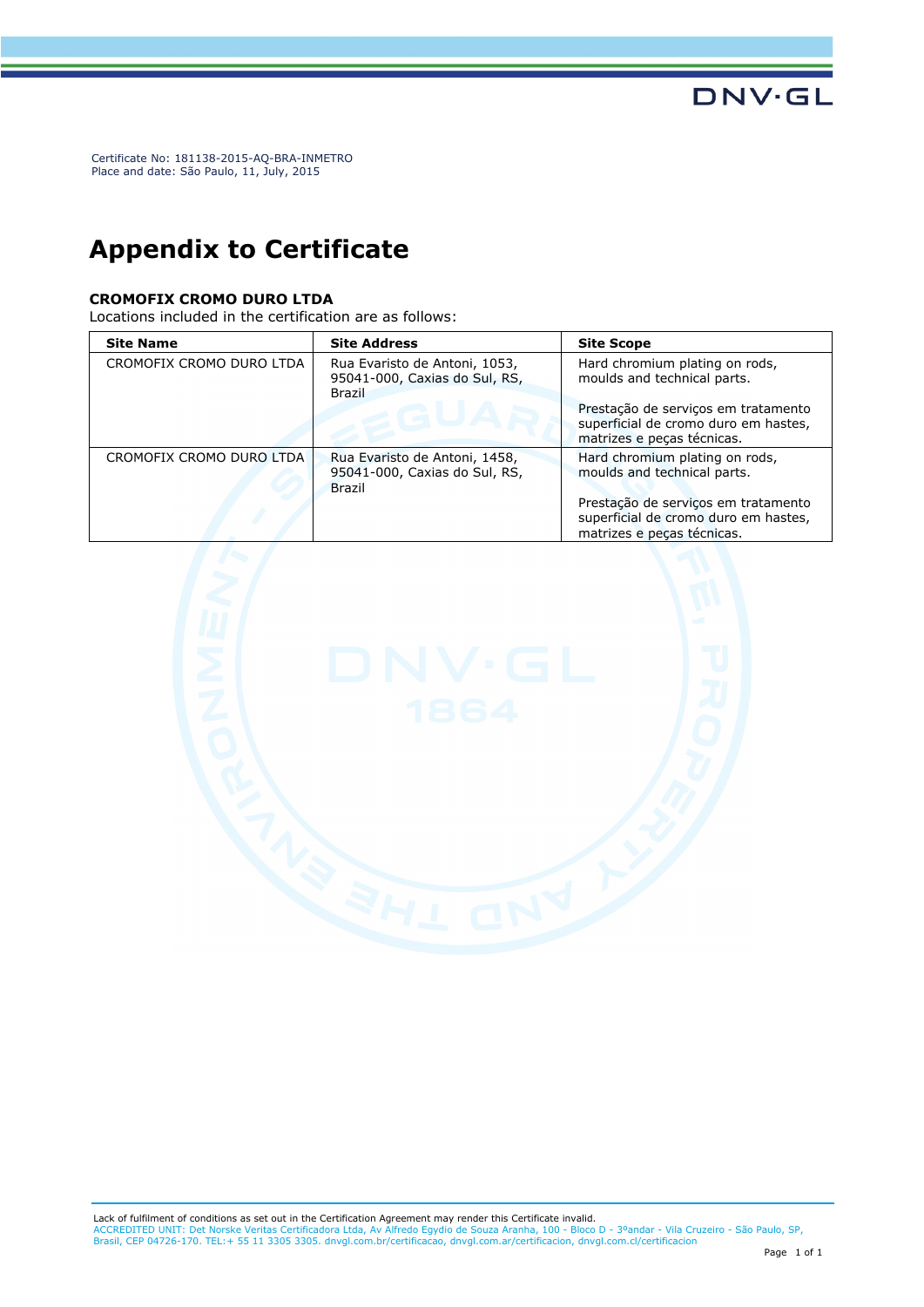Certificate No: 181138-2015-AQ-BRA-INMETRO
Place and date: São Paulo, 11, July, 2015

# Appendix to Certificate

**CROMOFIX CROMO DURO LTDA**
Locations included in the certification are as follows:

| Site Name | Site Address | Site Scope |
|---|---|---|
| CROMOFIX CROMO DURO LTDA | Rua Evaristo de Antoni, 1053, 95041-000, Caxias do Sul, RS, Brazil | Hard chromium plating on rods, moulds and technical parts.<br><br>Prestação de serviços em tratamento superficial de cromo duro em hastes, matrizes e peças técnicas. |
| CROMOFIX CROMO DURO LTDA | Rua Evaristo de Antoni, 1458, 95041-000, Caxias do Sul, RS, Brazil | Hard chromium plating on rods, moulds and technical parts.<br><br>Prestação de serviços em tratamento superficial de cromo duro em hastes, matrizes e peças técnicas. |

Lack of fulfilment of conditions as set out in the Certification Agreement may render this Certificate invalid.
ACCREDITED UNIT: Det Norske Veritas Certificadora Ltda, Av Alfredo Egydio de Souza Aranha, 100 - Bloco D - 3ºandar - Vila Cruzeiro - São Paulo, SP, Brasil, CEP 04726-170. TEL:+ 55 11 3305 3305. dnvgl.com.br/certificacao, dnvgl.com.ar/certificacion, dnvgl.com.cl/certificacion